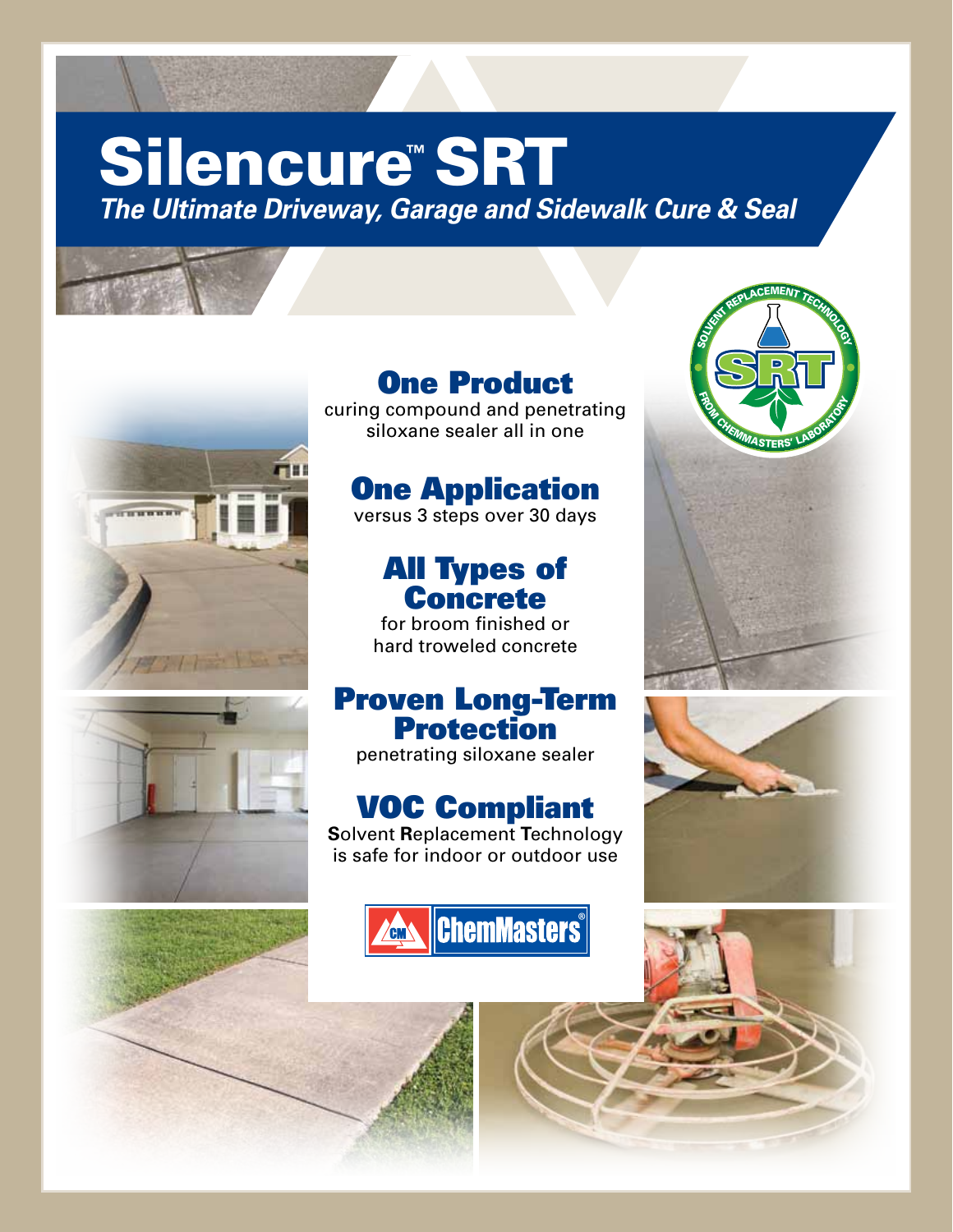# Silencure™ SRT

***The Ultimate Driveway, Garage and Sidewalk Cure & Seal***

SOLVENT REPLACEMENT TECHNOLOGY
SRT
FROM CHEMMASTERS' LABORATORY

## One Product

curing compound and penetrating siloxane sealer all in one

## One Application

versus 3 steps over 30 days

## All Types of Concrete

for broom finished or hard troweled concrete

## Proven Long-Term Protection

penetrating siloxane sealer

## VOC Compliant

**S**olvent **R**eplacement **T**echnology is safe for indoor or outdoor use

ChemMasters®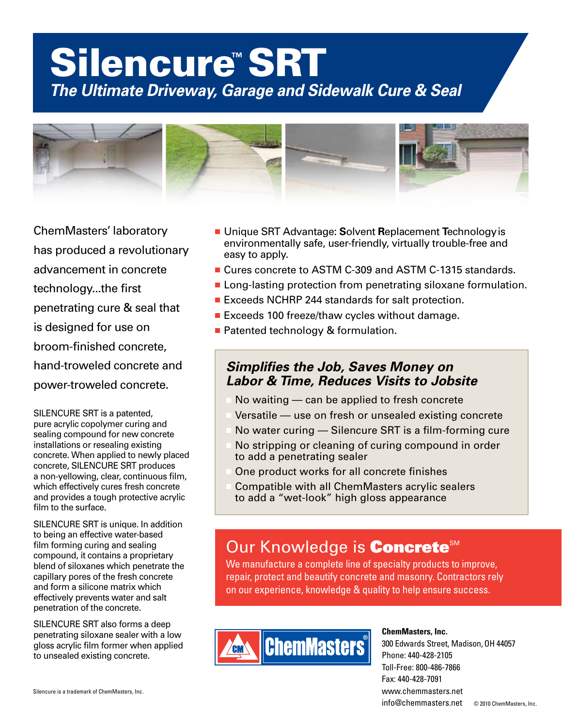# Silencure™ SRT

*The Ultimate Driveway, Garage and Sidewalk Cure & Seal*

ChemMasters' laboratory has produced a revolutionary advancement in concrete technology...the first penetrating cure & seal that is designed for use on broom-finished concrete, hand-troweled concrete and power-troweled concrete.

SILENCURE SRT is a patented, pure acrylic copolymer curing and sealing compound for new concrete installations or resealing existing concrete. When applied to newly placed concrete, SILENCURE SRT produces a non-yellowing, clear, continuous film, which effectively cures fresh concrete and provides a tough protective acrylic film to the surface.

SILENCURE SRT is unique. In addition to being an effective water-based film forming curing and sealing compound, it contains a proprietary blend of siloxanes which penetrate the capillary pores of the fresh concrete and form a silicone matrix which effectively prevents water and salt penetration of the concrete.

SILENCURE SRT also forms a deep penetrating siloxane sealer with a low gloss acrylic film former when applied to unsealed existing concrete.

- Unique SRT Advantage: **S**olvent **R**eplacement **T**echnology is environmentally safe, user-friendly, virtually trouble-free and easy to apply.
- Cures concrete to ASTM C-309 and ASTM C-1315 standards.
- Long-lasting protection from penetrating siloxane formulation.
- Exceeds NCHRP 244 standards for salt protection.
- Exceeds 100 freeze/thaw cycles without damage.
- Patented technology & formulation.

### *Simplifies the Job, Saves Money on Labor & Time, Reduces Visits to Jobsite*

- No waiting — can be applied to fresh concrete
- Versatile — use on fresh or unsealed existing concrete
- No water curing — Silencure SRT is a film-forming cure
- No stripping or cleaning of curing compound in order to add a penetrating sealer
- One product works for all concrete finishes
- Compatible with all ChemMasters acrylic sealers to add a "wet-look" high gloss appearance

## Our Knowledge is **Concrete**℠

We manufacture a complete line of specialty products to improve, repair, protect and beautify concrete and masonry. Contractors rely on our experience, knowledge & quality to help ensure success.

ChemMasters®

**ChemMasters, Inc.**
300 Edwards Street, Madison, OH 44057
Phone: 440-428-2105
Toll-Free: 800-486-7866
Fax: 440-428-7091
www.chemmasters.net
info@chemmasters.net

Silencure is a trademark of ChemMasters, Inc.

© 2010 ChemMasters, Inc.